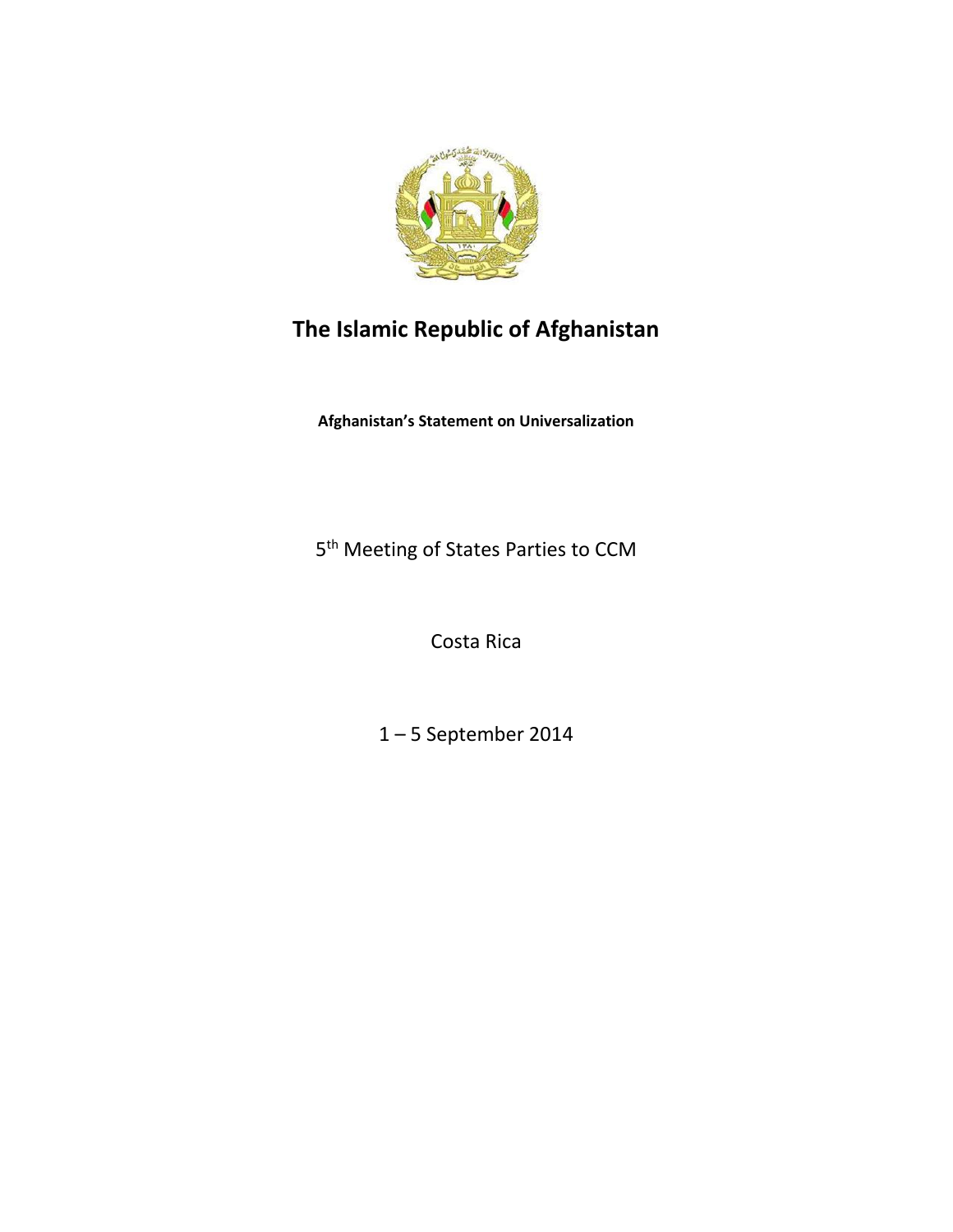# The Islamic Republic of Afghanistan

**Afghanistan's Statement on Universalization**

5th Meeting of States Parties to CCM

Costa Rica

1 – 5 September 2014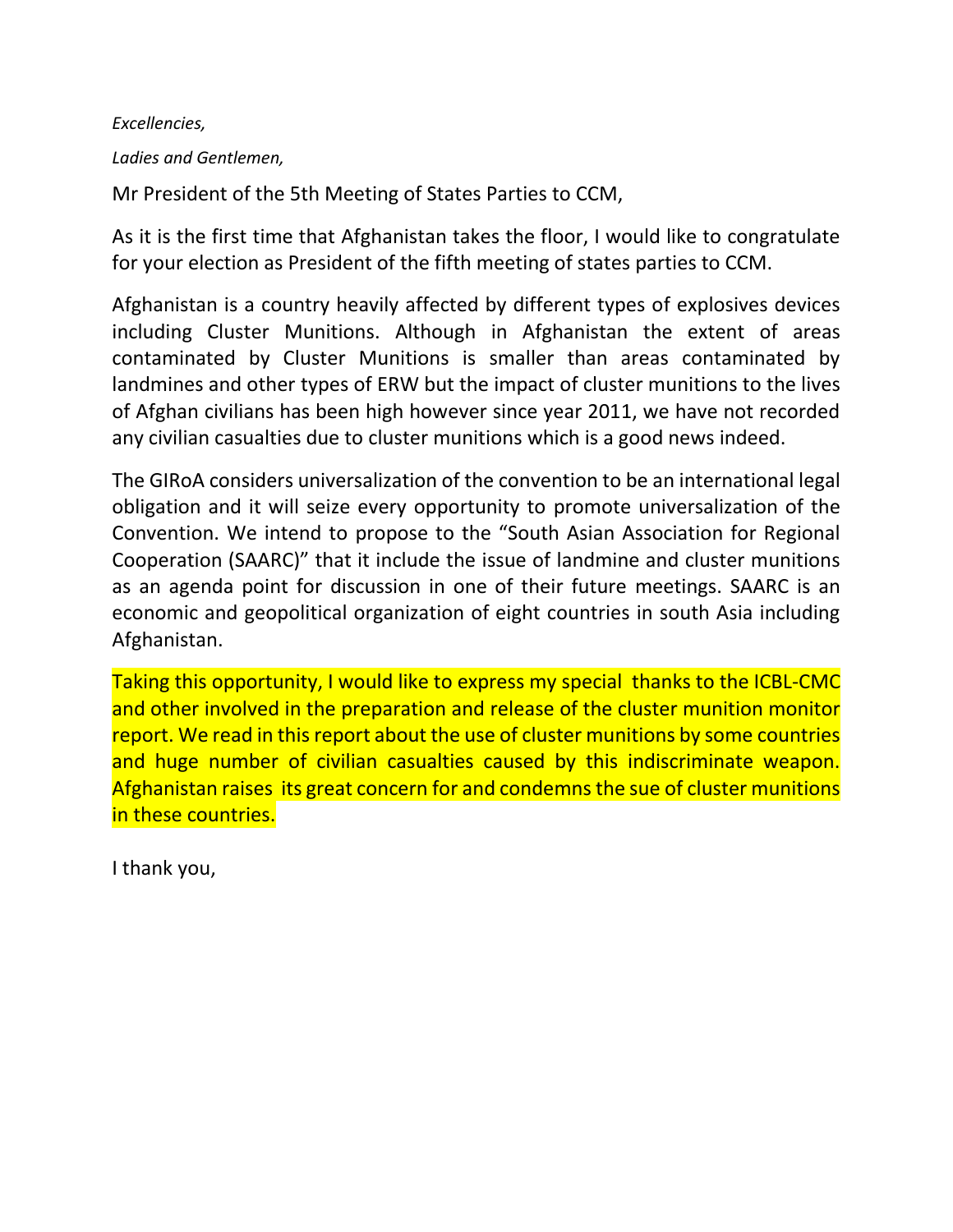*Excellencies,*

*Ladies and Gentlemen,*

Mr President of the 5th Meeting of States Parties to CCM,

As it is the first time that Afghanistan takes the floor, I would like to congratulate for your election as President of the fifth meeting of states parties to CCM.

Afghanistan is a country heavily affected by different types of explosives devices including Cluster Munitions. Although in Afghanistan the extent of areas contaminated by Cluster Munitions is smaller than areas contaminated by landmines and other types of ERW but the impact of cluster munitions to the lives of Afghan civilians has been high however since year 2011, we have not recorded any civilian casualties due to cluster munitions which is a good news indeed.

The GIRoA considers universalization of the convention to be an international legal obligation and it will seize every opportunity to promote universalization of the Convention. We intend to propose to the "South Asian Association for Regional Cooperation (SAARC)" that it include the issue of landmine and cluster munitions as an agenda point for discussion in one of their future meetings. SAARC is an economic and geopolitical organization of eight countries in south Asia including Afghanistan.

Taking this opportunity, I would like to express my special thanks to the ICBL-CMC and other involved in the preparation and release of the cluster munition monitor report. We read in this report about the use of cluster munitions by some countries and huge number of civilian casualties caused by this indiscriminate weapon. Afghanistan raises its great concern for and condemns the sue of cluster munitions in these countries.

I thank you,